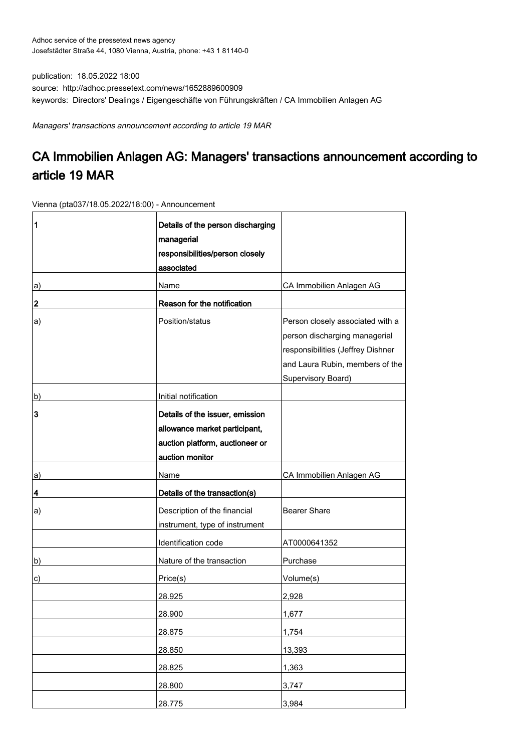Adhoc service of the pressetext news agency
Josefstädter Straße 44, 1080 Vienna, Austria, phone: +43 1 81140-0

publication: 18.05.2022 18:00
source: http://adhoc.pressetext.com/news/1652889600909
keywords: Directors' Dealings / Eigengeschäfte von Führungskräften / CA Immobilien Anlagen AG

*Managers' transactions announcement according to article 19 MAR*

# CA Immobilien Anlagen AG: Managers' transactions announcement according to article 19 MAR

Vienna (pta037/18.05.2022/18:00) - Announcement

| **1** | **Details of the person discharging managerial responsibilities/person closely associated** | |
|---|---|---|
| a) | Name | CA Immobilien Anlagen AG |
| **2** | **Reason for the notification** | |
| a) | Position/status | Person closely associated with a person discharging managerial responsibilities (Jeffrey Dishner and Laura Rubin, members of the Supervisory Board) |
| b) | Initial notification | |
| **3** | **Details of the issuer, emission allowance market participant, auction platform, auctioneer or auction monitor** | |
| a) | Name | CA Immobilien Anlagen AG |
| **4** | **Details of the transaction(s)** | |
| a) | Description of the financial instrument, type of instrument | Bearer Share |
| | Identification code | AT0000641352 |
| b) | Nature of the transaction | Purchase |
| c) | Price(s) | Volume(s) |
| | 28.925 | 2,928 |
| | 28.900 | 1,677 |
| | 28.875 | 1,754 |
| | 28.850 | 13,393 |
| | 28.825 | 1,363 |
| | 28.800 | 3,747 |
| | 28.775 | 3,984 |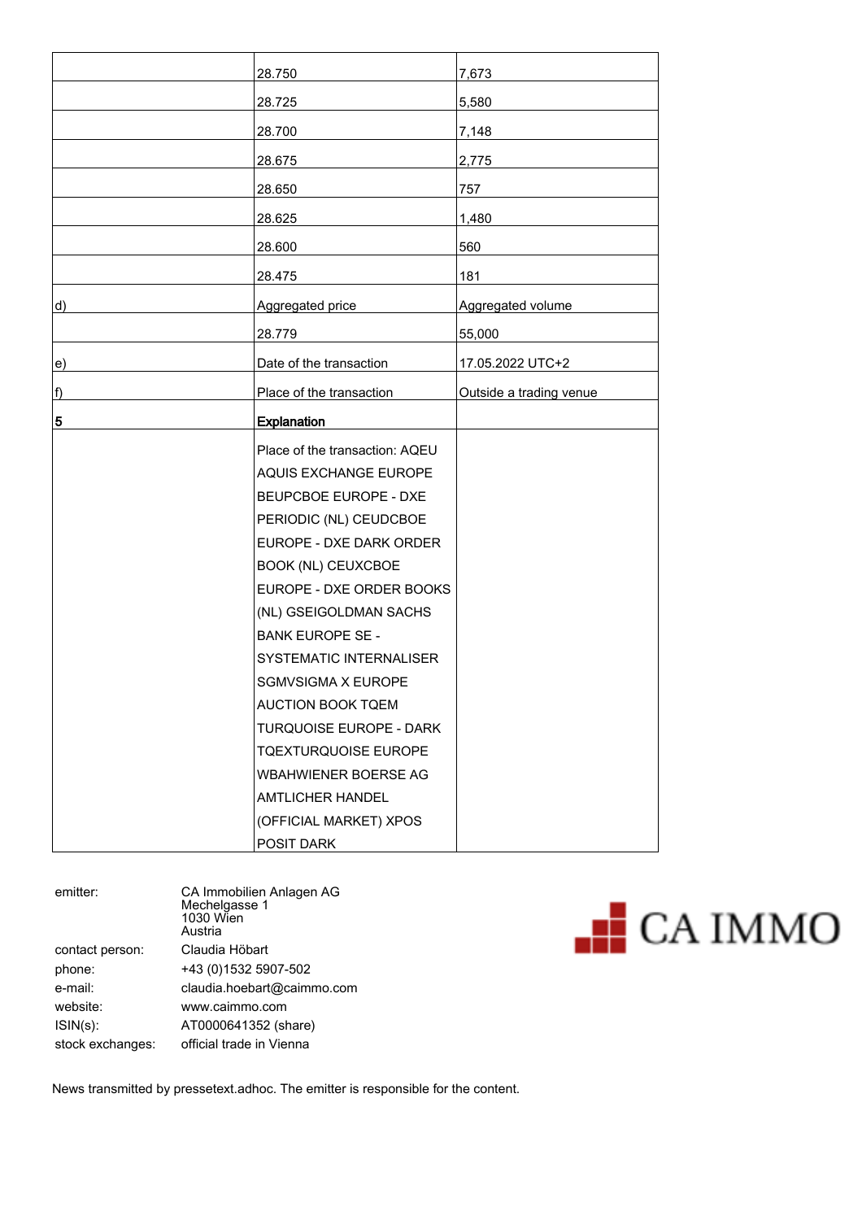| | | |
|---|---|---|
| | 28.750 | 7,673 |
| | 28.725 | 5,580 |
| | 28.700 | 7,148 |
| | 28.675 | 2,775 |
| | 28.650 | 757 |
| | 28.625 | 1,480 |
| | 28.600 | 560 |
| | 28.475 | 181 |
| d) | Aggregated price | Aggregated volume |
| | 28.779 | 55,000 |
| e) | Date of the transaction | 17.05.2022 UTC+2 |
| f) | Place of the transaction | Outside a trading venue |
| **5** | **Explanation** | |
| | Place of the transaction: AQEU AQUIS EXCHANGE EUROPE BEUPCBOE EUROPE - DXE PERIODIC (NL) CEUDCBOE EUROPE - DXE DARK ORDER BOOK (NL) CEUXCBOE EUROPE - DXE ORDER BOOKS (NL) GSEIGOLDMAN SACHS BANK EUROPE SE - SYSTEMATIC INTERNALISER SGMVSIGMA X EUROPE AUCTION BOOK TQEM TURQUOISE EUROPE - DARK TQEXTURQUOISE EUROPE WBAHWIENER BOERSE AG AMTLICHER HANDEL (OFFICIAL MARKET) XPOS POSIT DARK | |

emitter: CA Immobilien Anlagen AG
Mechelgasse 1
1030 Wien
Austria

contact person: Claudia Höbart
phone: +43 (0)1532 5907-502
e-mail: claudia.hoebart@caimmo.com
website: www.caimmo.com
ISIN(s): AT0000641352 (share)
stock exchanges: official trade in Vienna

CA IMMO

News transmitted by pressetext.adhoc. The emitter is responsible for the content.